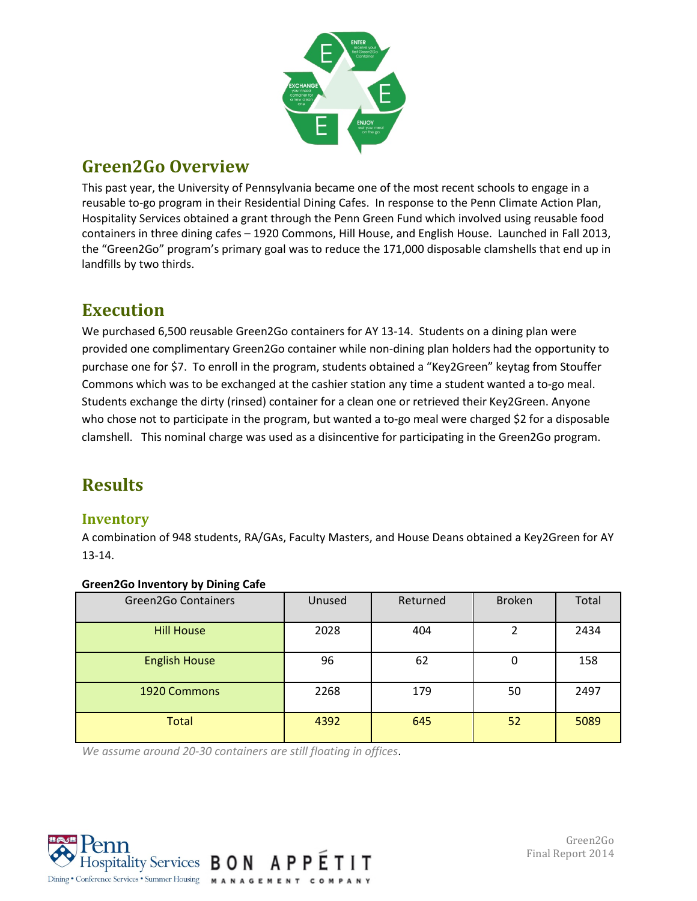## Green2Go Overview

This past year, the University of Pennsylvania became one of the most recent schools to engage in a reusable to-go program in their Residential Dining Cafes. In response to the Penn Climate Action Plan, Hospitality Services obtained a grant through the Penn Green Fund which involved using reusable food containers in three dining cafes – 1920 Commons, Hill House, and English House. Launched in Fall 2013, the "Green2Go" program's primary goal was to reduce the 171,000 disposable clamshells that end up in landfills by two thirds.

## Execution

We purchased 6,500 reusable Green2Go containers for AY 13-14. Students on a dining plan were provided one complimentary Green2Go container while non-dining plan holders had the opportunity to purchase one for $7. To enroll in the program, students obtained a "Key2Green" keytag from Stouffer Commons which was to be exchanged at the cashier station any time a student wanted a to-go meal. Students exchange the dirty (rinsed) container for a clean one or retrieved their Key2Green. Anyone who chose not to participate in the program, but wanted a to-go meal were charged $2 for a disposable clamshell. This nominal charge was used as a disincentive for participating in the Green2Go program.

## Results

### Inventory

A combination of 948 students, RA/GAs, Faculty Masters, and House Deans obtained a Key2Green for AY 13-14.

**Green2Go Inventory by Dining Cafe**

| Green2Go Containers | Unused | Returned | Broken | Total |
|---|---|---|---|---|
| Hill House | 2028 | 404 | 2 | 2434 |
| English House | 96 | 62 | 0 | 158 |
| 1920 Commons | 2268 | 179 | 50 | 2497 |
| Total | 4392 | 645 | 52 | 5089 |

*We assume around 20-30 containers are still floating in offices*.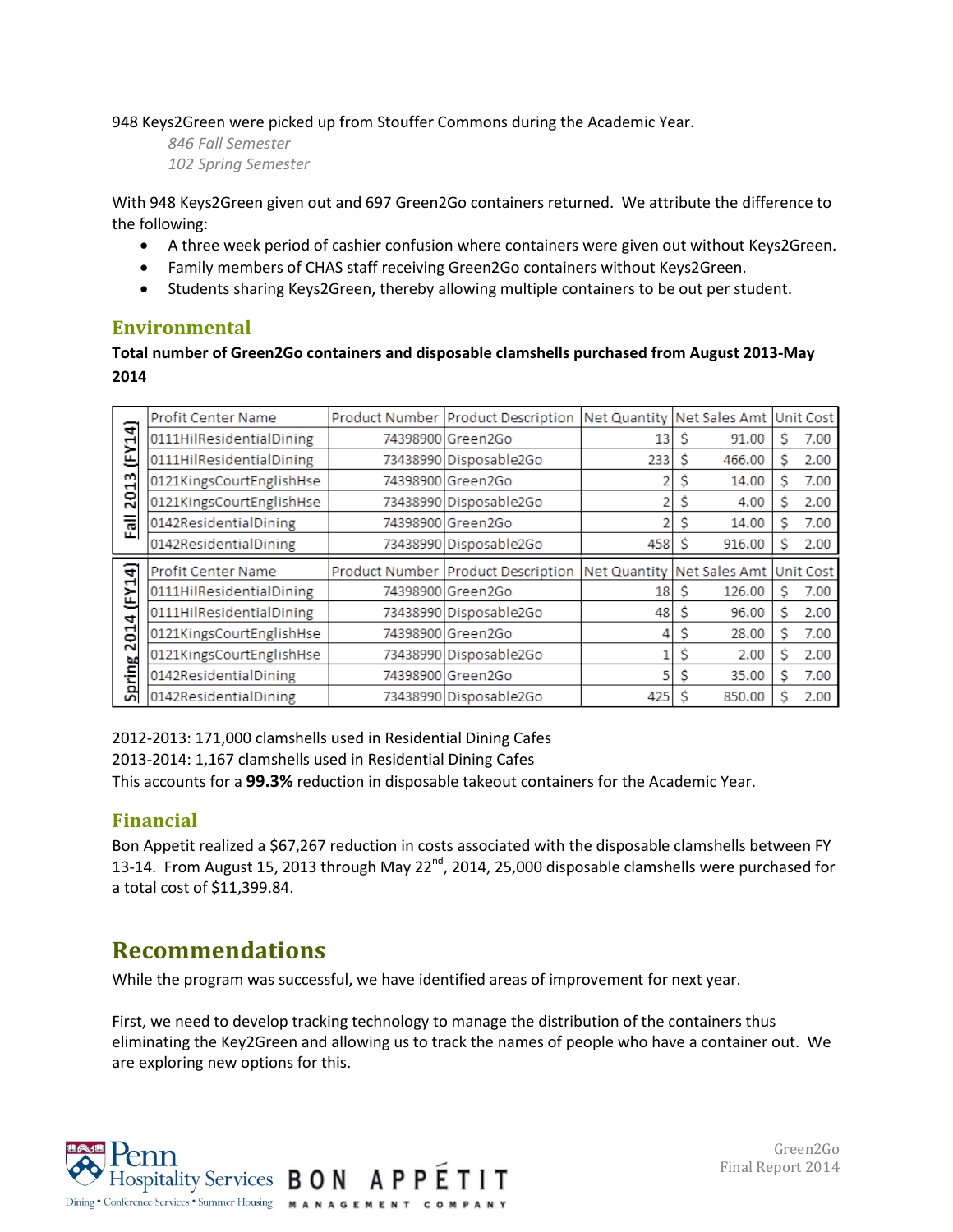948 Keys2Green were picked up from Stouffer Commons during the Academic Year.

*846 Fall Semester*

*102 Spring Semester*

With 948 Keys2Green given out and 697 Green2Go containers returned. We attribute the difference to the following:

- A three week period of cashier confusion where containers were given out without Keys2Green.
- Family members of CHAS staff receiving Green2Go containers without Keys2Green.
- Students sharing Keys2Green, thereby allowing multiple containers to be out per student.

## Environmental

**Total number of Green2Go containers and disposable clamshells purchased from August 2013-May 2014**

| | Profit Center Name | Product Number | Product Description | Net Quantity | Net Sales Amt | Unit Cost |
|---|---|---|---|---|---|---|
| Fall 2013 (FY14) | 0111HilResidentialDining | 74398900 | Green2Go | 13 | $ 91.00 | $ 7.00 |
| | 0111HilResidentialDining | 73438990 | Disposable2Go | 233 | $ 466.00 | $ 2.00 |
| | 0121KingsCourtEnglishHse | 74398900 | Green2Go | 2 | $ 14.00 | $ 7.00 |
| | 0121KingsCourtEnglishHse | 73438990 | Disposable2Go | 2 | $ 4.00 | $ 2.00 |
| | 0142ResidentialDining | 74398900 | Green2Go | 2 | $ 14.00 | $ 7.00 |
| | 0142ResidentialDining | 73438990 | Disposable2Go | 458 | $ 916.00 | $ 2.00 |
| | Profit Center Name | Product Number | Product Description | Net Quantity | Net Sales Amt | Unit Cost |
| Spring 2014 (FY14) | 0111HilResidentialDining | 74398900 | Green2Go | 18 | $ 126.00 | $ 7.00 |
| | 0111HilResidentialDining | 73438990 | Disposable2Go | 48 | $ 96.00 | $ 2.00 |
| | 0121KingsCourtEnglishHse | 74398900 | Green2Go | 4 | $ 28.00 | $ 7.00 |
| | 0121KingsCourtEnglishHse | 73438990 | Disposable2Go | 1 | $ 2.00 | $ 2.00 |
| | 0142ResidentialDining | 74398900 | Green2Go | 5 | $ 35.00 | $ 7.00 |
| | 0142ResidentialDining | 73438990 | Disposable2Go | 425 | $ 850.00 | $ 2.00 |

2012-2013: 171,000 clamshells used in Residential Dining Cafes
2013-2014: 1,167 clamshells used in Residential Dining Cafes
This accounts for a **99.3%** reduction in disposable takeout containers for the Academic Year.

## Financial

Bon Appetit realized a $67,267 reduction in costs associated with the disposable clamshells between FY 13-14. From August 15, 2013 through May 22nd, 2014, 25,000 disposable clamshells were purchased for a total cost of $11,399.84.

# Recommendations

While the program was successful, we have identified areas of improvement for next year.

First, we need to develop tracking technology to manage the distribution of the containers thus eliminating the Key2Green and allowing us to track the names of people who have a container out. We are exploring new options for this.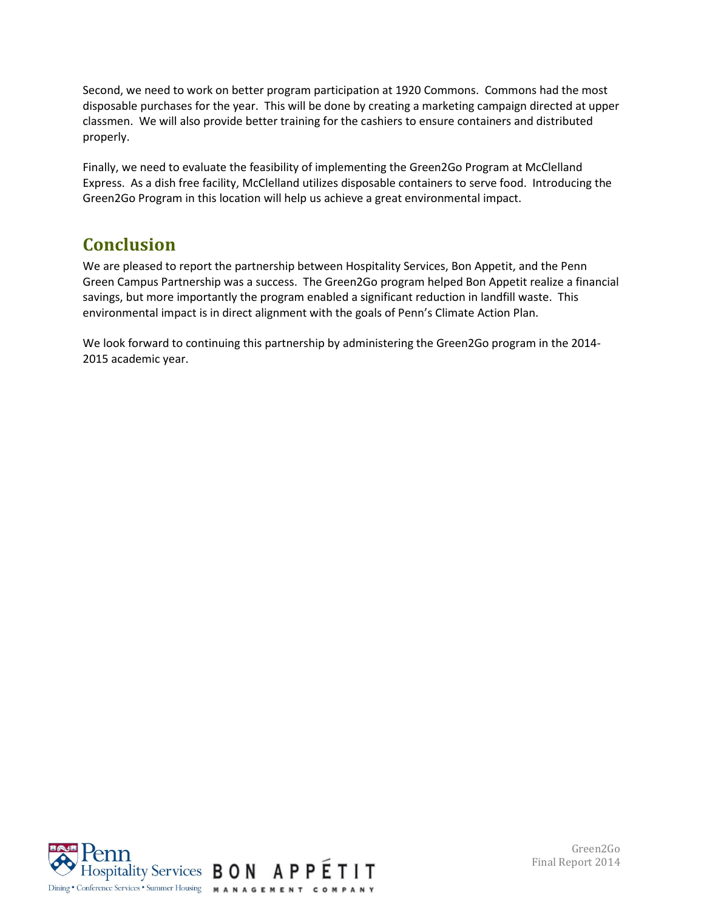Second, we need to work on better program participation at 1920 Commons. Commons had the most disposable purchases for the year. This will be done by creating a marketing campaign directed at upper classmen. We will also provide better training for the cashiers to ensure containers and distributed properly.

Finally, we need to evaluate the feasibility of implementing the Green2Go Program at McClelland Express. As a dish free facility, McClelland utilizes disposable containers to serve food. Introducing the Green2Go Program in this location will help us achieve a great environmental impact.

## Conclusion

We are pleased to report the partnership between Hospitality Services, Bon Appetit, and the Penn Green Campus Partnership was a success. The Green2Go program helped Bon Appetit realize a financial savings, but more importantly the program enabled a significant reduction in landfill waste. This environmental impact is in direct alignment with the goals of Penn's Climate Action Plan.

We look forward to continuing this partnership by administering the Green2Go program in the 2014-2015 academic year.